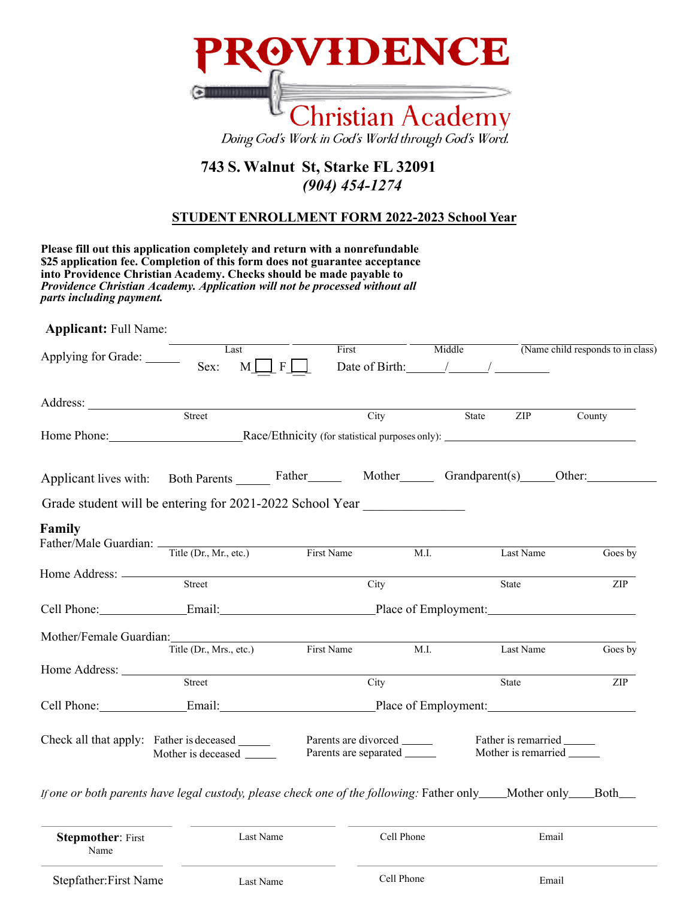# PROVIDENCE Christian Academy

*Doing God's Work in God's World through God's Word.*

**743 S. Walnut St, Starke FL 32091**
***(904) 454-1274***

## STUDENT ENROLLMENT FORM 2022-2023 School Year

**Please fill out this application completely and return with a nonrefundable $25 application fee. Completion of this form does not guarantee acceptance into Providence Christian Academy. Checks should be made payable to *Providence Christian Academy. Application will not be processed without all parts including payment.***

**Applicant:** Full Name: ____________ ____________ ____________ ____________
Last First Middle (Name child responds to in class)

Applying for Grade: ______ Sex: M [ ] F [ ] Date of Birth: ______/______/ ________

Address: ____________________________________________
Street City State ZIP County

Home Phone:______________________ Race/Ethnicity (for statistical purposes only): ______________________

Applicant lives with: Both Parents ______ Father______ Mother______ Grandparent(s)______ Other:____________

Grade student will be entering for 2021-2022 School Year ______________

**Family**

Father/Male Guardian: ____________________________________________
Title (Dr., Mr., etc.) First Name M.I. Last Name Goes by

Home Address: ____________________________________________
Street City State ZIP

Cell Phone:______________ Email:__________________________ Place of Employment:________________________

Mother/Female Guardian: ____________________________________________
Title (Dr., Mrs., etc.) First Name M.I. Last Name Goes by

Home Address: ____________________________________________
Street City State ZIP

Cell Phone:______________ Email:__________________________ Place of Employment:________________________

Check all that apply:
Father is deceased ______ Parents are divorced ______ Father is remarried ______
Mother is deceased ______ Parents are separated ______ Mother is remarried ______

*If one or both parents have legal custody, please check one of the following:* Father only____ Mother only____ Both___

| **Stepmother**: First Name | Last Name | Cell Phone | Email |
|---|---|---|---|
| Stepfather:First Name | Last Name | Cell Phone | Email |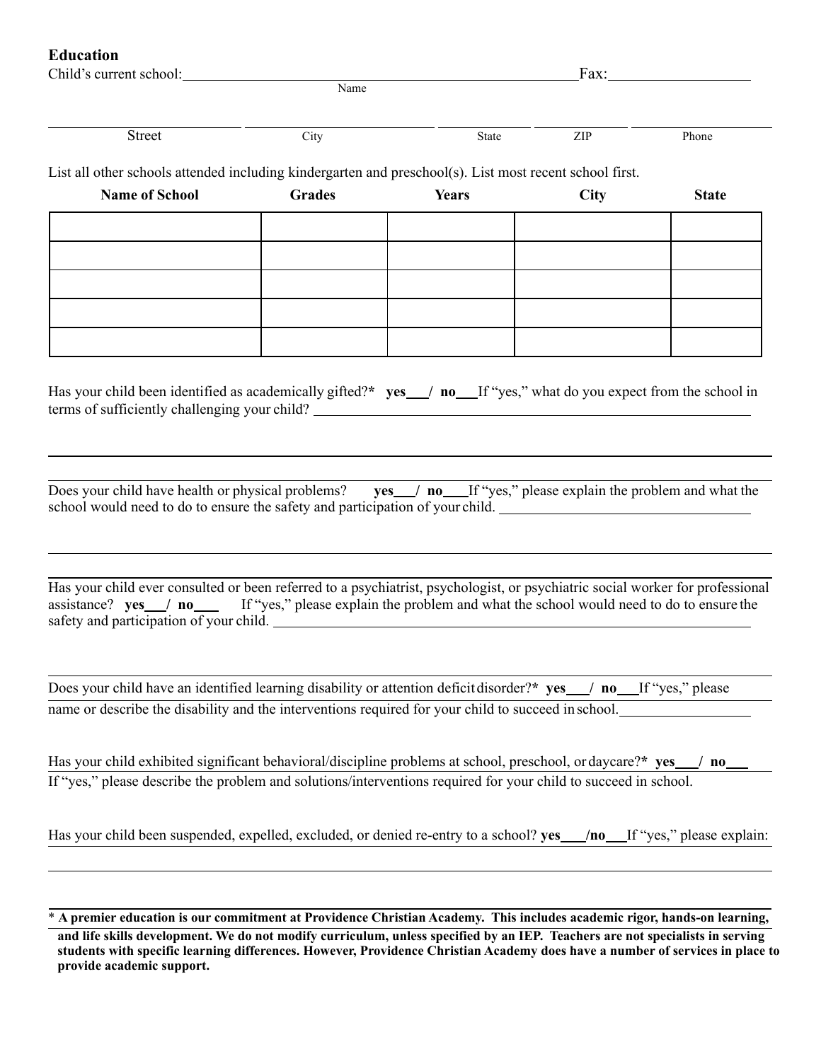## Education

Child's current school: ______________________________ (Name) Fax: ______________

______________ ______________ ______________ ______________ ______________
Street City State ZIP Phone

List all other schools attended including kindergarten and preschool(s). List most recent school first.

| Name of School | Grades | Years | City | State |
|---|---|---|---|---|
| | | | | |
| | | | | |
| | | | | |
| | | | | |
| | | | | |

Has your child been identified as academically gifted?* **yes___/ no___** If "yes," what do you expect from the school in terms of sufficiently challenging your child? ______________________________

Does your child have health or physical problems? **yes___/ no___** If "yes," please explain the problem and what the school would need to do to ensure the safety and participation of your child. ______________________________

Has your child ever consulted or been referred to a psychiatrist, psychologist, or psychiatric social worker for professional assistance? **yes___/ no___** If "yes," please explain the problem and what the school would need to do to ensure the safety and participation of your child. ______________________________

Does your child have an identified learning disability or attention deficit disorder?* **yes___/ no___** If "yes," please name or describe the disability and the interventions required for your child to succeed in school. ______________________________

Has your child exhibited significant behavioral/discipline problems at school, preschool, or daycare?* **yes___/ no___** If "yes," please describe the problem and solutions/interventions required for your child to succeed in school.

Has your child been suspended, expelled, excluded, or denied re-entry to a school? **yes___/no___** If "yes," please explain:

\* **A premier education is our commitment at Providence Christian Academy. This includes academic rigor, hands-on learning, and life skills development. We do not modify curriculum, unless specified by an IEP. Teachers are not specialists in serving students with specific learning differences. However, Providence Christian Academy does have a number of services in place to provide academic support.**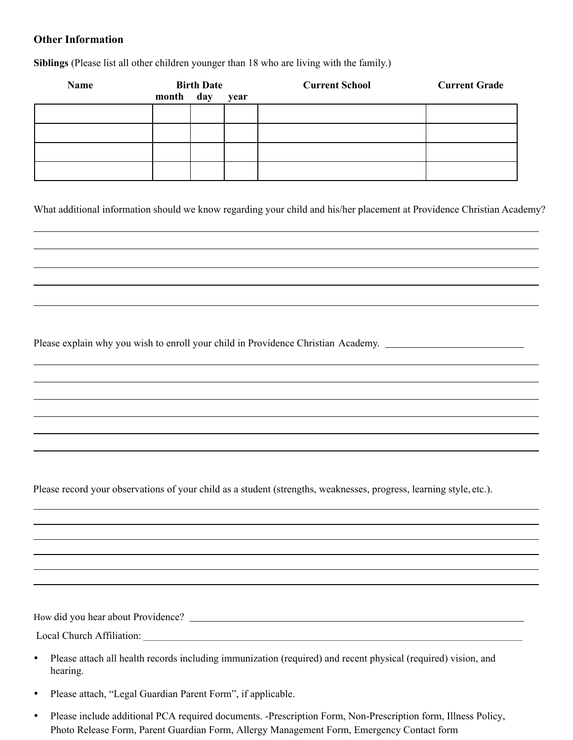### Other Information

**Siblings** (Please list all other children younger than 18 who are living with the family.)

| Name | Birth Date month | day | year | Current School | Current Grade |
|---|---|---|---|---|---|
| | | | | | |
| | | | | | |
| | | | | | |
| | | | | | |

What additional information should we know regarding your child and his/her placement at Providence Christian Academy?

Please explain why you wish to enroll your child in Providence Christian Academy.

Please record your observations of your child as a student (strengths, weaknesses, progress, learning style, etc.).

How did you hear about Providence?

Local Church Affiliation:

- Please attach all health records including immunization (required) and recent physical (required) vision, and hearing.
- Please attach, "Legal Guardian Parent Form", if applicable.
- Please include additional PCA required documents. -Prescription Form, Non-Prescription form, Illness Policy, Photo Release Form, Parent Guardian Form, Allergy Management Form, Emergency Contact form